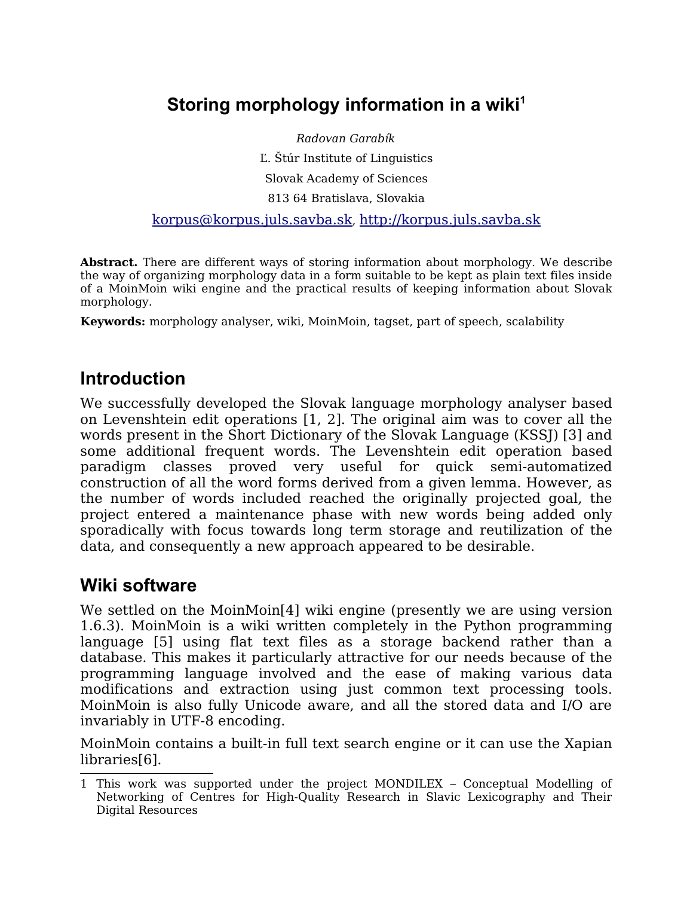# Storing morphology information in a wiki[1]

*Radovan Garabík*

Ľ. Štúr Institute of Linguistics

Slovak Academy of Sciences

813 64 Bratislava, Slovakia

korpus@korpus.juls.savba.sk, http://korpus.juls.savba.sk

**Abstract.** There are different ways of storing information about morphology. We describe the way of organizing morphology data in a form suitable to be kept as plain text files inside of a MoinMoin wiki engine and the practical results of keeping information about Slovak morphology.

**Keywords:** morphology analyser, wiki, MoinMoin, tagset, part of speech, scalability

## Introduction

We successfully developed the Slovak language morphology analyser based on Levenshtein edit operations [1, 2]. The original aim was to cover all the words present in the Short Dictionary of the Slovak Language (KSSJ) [3] and some additional frequent words. The Levenshtein edit operation based paradigm classes proved very useful for quick semi-automatized construction of all the word forms derived from a given lemma. However, as the number of words included reached the originally projected goal, the project entered a maintenance phase with new words being added only sporadically with focus towards long term storage and reutilization of the data, and consequently a new approach appeared to be desirable.

## Wiki software

We settled on the MoinMoin[4] wiki engine (presently we are using version 1.6.3). MoinMoin is a wiki written completely in the Python programming language [5] using flat text files as a storage backend rather than a database. This makes it particularly attractive for our needs because of the programming language involved and the ease of making various data modifications and extraction using just common text processing tools. MoinMoin is also fully Unicode aware, and all the stored data and I/O are invariably in UTF-8 encoding.

MoinMoin contains a built-in full text search engine or it can use the Xapian libraries[6].

1 This work was supported under the project MONDILEX – Conceptual Modelling of Networking of Centres for High-Quality Research in Slavic Lexicography and Their Digital Resources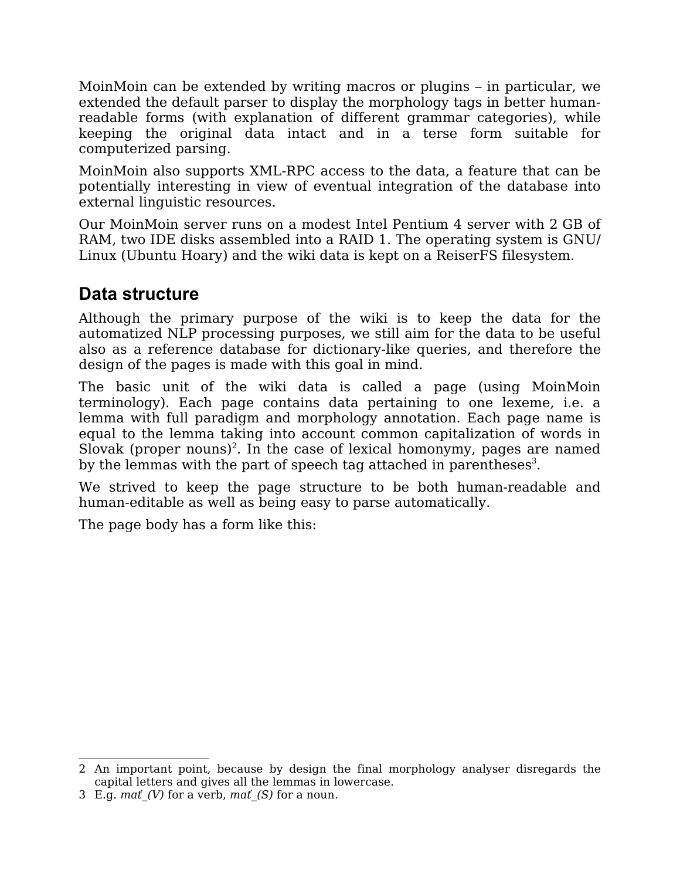MoinMoin can be extended by writing macros or plugins – in particular, we extended the default parser to display the morphology tags in better human-readable forms (with explanation of different grammar categories), while keeping the original data intact and in a terse form suitable for computerized parsing.

MoinMoin also supports XML-RPC access to the data, a feature that can be potentially interesting in view of eventual integration of the database into external linguistic resources.

Our MoinMoin server runs on a modest Intel Pentium 4 server with 2 GB of RAM, two IDE disks assembled into a RAID 1. The operating system is GNU/Linux (Ubuntu Hoary) and the wiki data is kept on a ReiserFS filesystem.

## Data structure

Although the primary purpose of the wiki is to keep the data for the automatized NLP processing purposes, we still aim for the data to be useful also as a reference database for dictionary-like queries, and therefore the design of the pages is made with this goal in mind.

The basic unit of the wiki data is called a page (using MoinMoin terminology). Each page contains data pertaining to one lexeme, i.e. a lemma with full paradigm and morphology annotation. Each page name is equal to the lemma taking into account common capitalization of words in Slovak (proper nouns)[2]. In the case of lexical homonymy, pages are named by the lemmas with the part of speech tag attached in parentheses[3].

We strived to keep the page structure to be both human-readable and human-editable as well as being easy to parse automatically.

The page body has a form like this:

---

2 An important point, because by design the final morphology analyser disregards the capital letters and gives all the lemmas in lowercase.

3 E.g. *mať_(V)* for a verb, *mať_(S)* for a noun.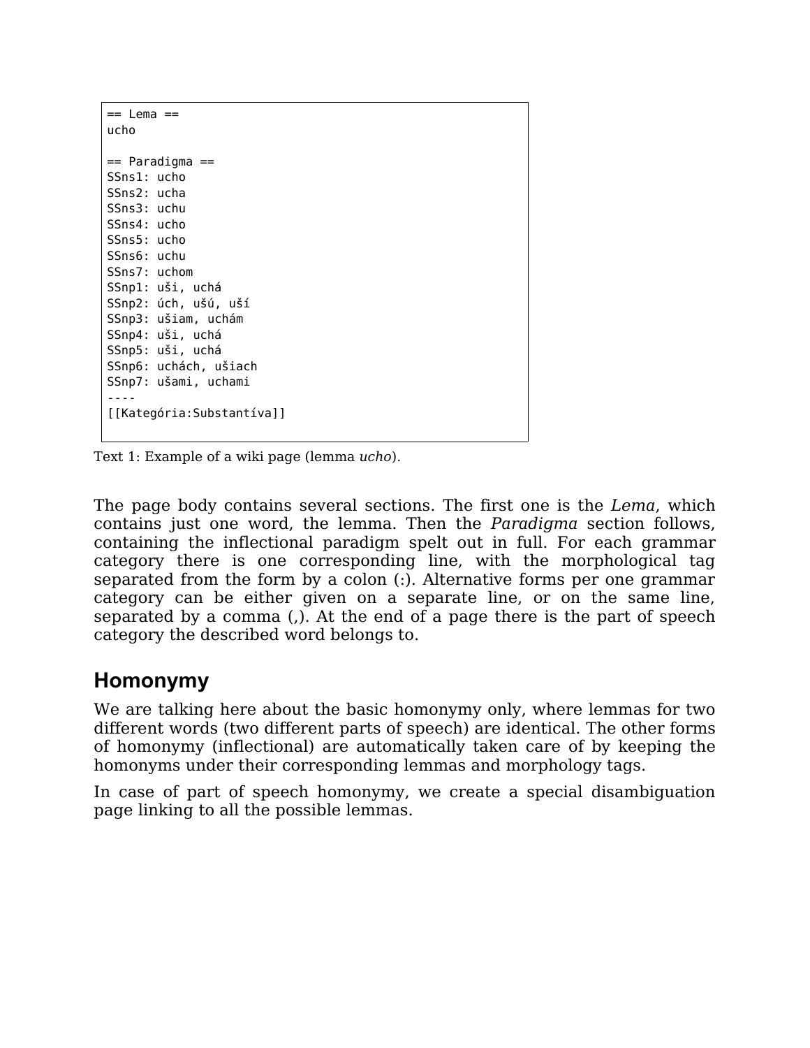```
== Lema ==
ucho

== Paradigma ==
SSns1: ucho
SSns2: ucha
SSns3: uchu
SSns4: ucho
SSns5: ucho
SSns6: uchu
SSns7: uchom
SSnp1: uši, uchá
SSnp2: úch, ušú, uší
SSnp3: ušiam, uchám
SSnp4: uši, uchá
SSnp5: uši, uchá
SSnp6: uchách, ušiach
SSnp7: ušami, uchami
----
[[Kategória:Substantíva]]
```

Text 1: Example of a wiki page (lemma *ucho*).

The page body contains several sections. The first one is the *Lema*, which contains just one word, the lemma. Then the *Paradigma* section follows, containing the inflectional paradigm spelt out in full. For each grammar category there is one corresponding line, with the morphological tag separated from the form by a colon (:). Alternative forms per one grammar category can be either given on a separate line, or on the same line, separated by a comma (,). At the end of a page there is the part of speech category the described word belongs to.

## Homonymy

We are talking here about the basic homonymy only, where lemmas for two different words (two different parts of speech) are identical. The other forms of homonymy (inflectional) are automatically taken care of by keeping the homonyms under their corresponding lemmas and morphology tags.

In case of part of speech homonymy, we create a special disambiguation page linking to all the possible lemmas.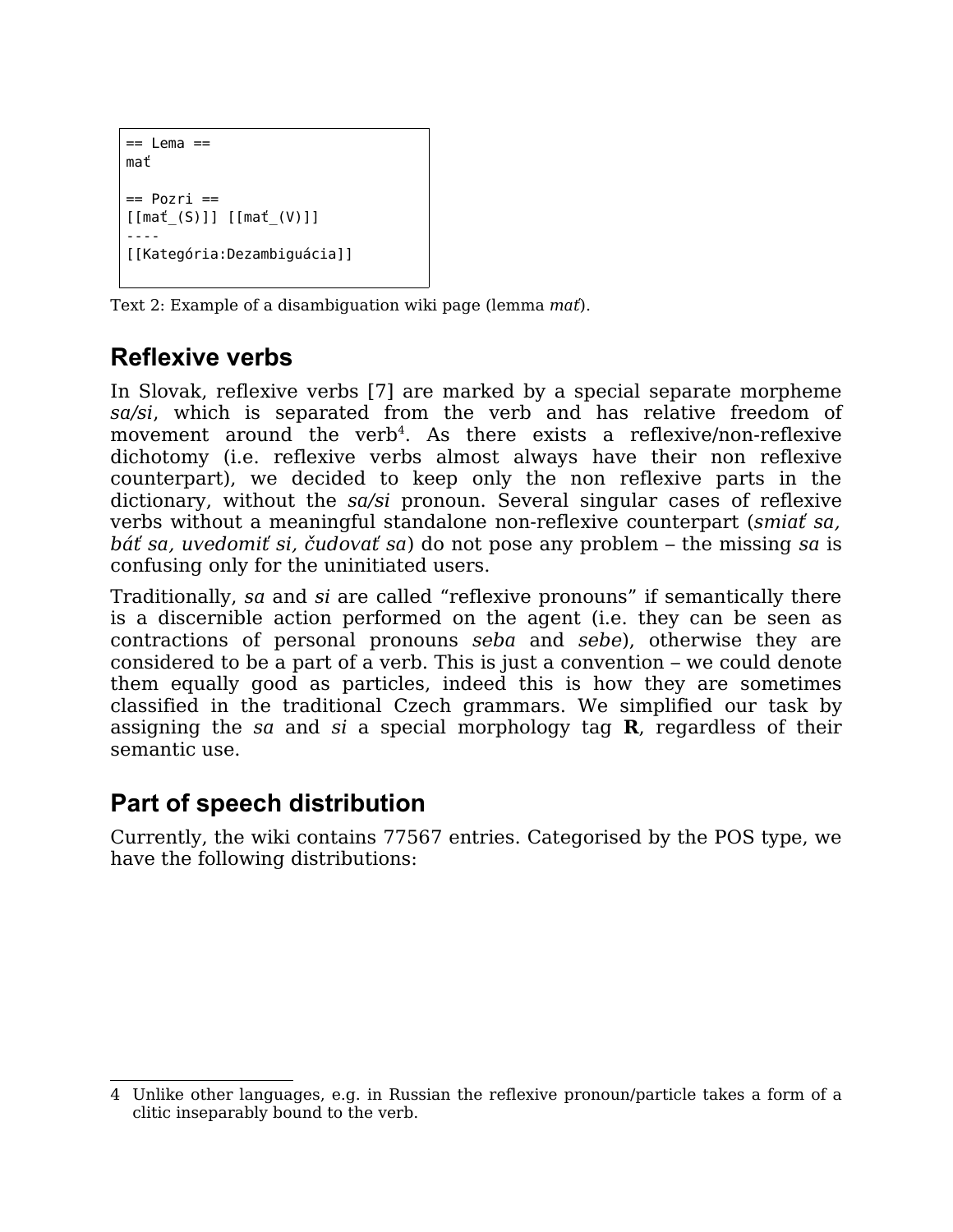```
== Lema ==
mať

== Pozri ==
[[mať_(S)]] [[mať_(V)]]
----
[[Kategória:Dezambiguácia]]
```

Text 2: Example of a disambiguation wiki page (lemma *mať*).

## Reflexive verbs

In Slovak, reflexive verbs [7] are marked by a special separate morpheme *sa/si*, which is separated from the verb and has relative freedom of movement around the verb[4]. As there exists a reflexive/non-reflexive dichotomy (i.e. reflexive verbs almost always have their non reflexive counterpart), we decided to keep only the non reflexive parts in the dictionary, without the *sa/si* pronoun. Several singular cases of reflexive verbs without a meaningful standalone non-reflexive counterpart (*smiať sa, báť sa, uvedomiť si, čudovať sa*) do not pose any problem – the missing *sa* is confusing only for the uninitiated users.

Traditionally, *sa* and *si* are called "reflexive pronouns" if semantically there is a discernible action performed on the agent (i.e. they can be seen as contractions of personal pronouns *seba* and *sebe*), otherwise they are considered to be a part of a verb. This is just a convention – we could denote them equally good as particles, indeed this is how they are sometimes classified in the traditional Czech grammars. We simplified our task by assigning the *sa* and *si* a special morphology tag **R**, regardless of their semantic use.

## Part of speech distribution

Currently, the wiki contains 77567 entries. Categorised by the POS type, we have the following distributions:

4 Unlike other languages, e.g. in Russian the reflexive pronoun/particle takes a form of a clitic inseparably bound to the verb.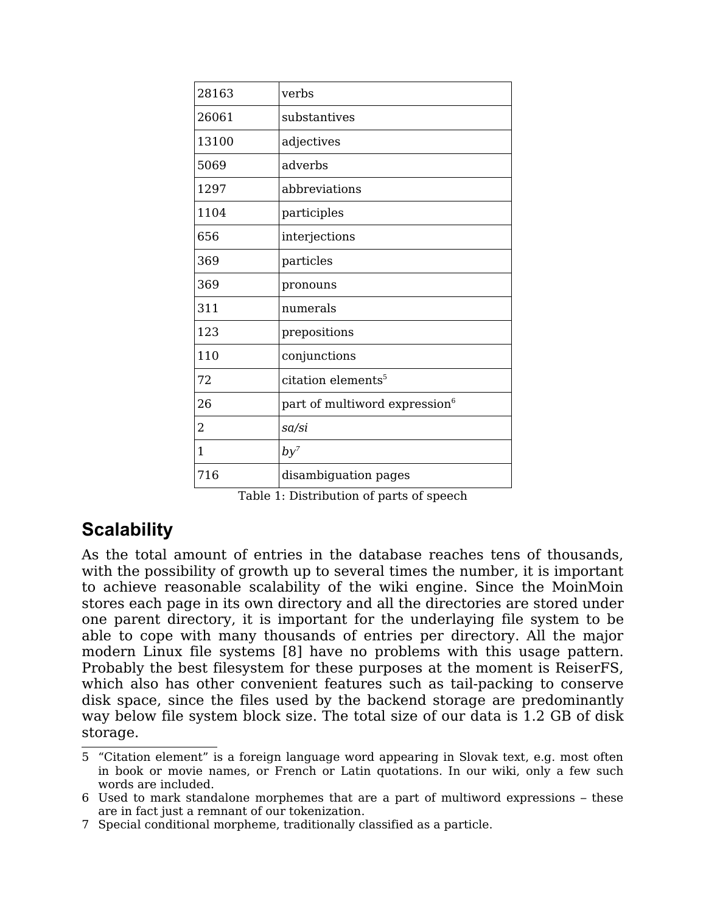| | |
|---|---|
| 28163 | verbs |
| 26061 | substantives |
| 13100 | adjectives |
| 5069 | adverbs |
| 1297 | abbreviations |
| 1104 | participles |
| 656 | interjections |
| 369 | particles |
| 369 | pronouns |
| 311 | numerals |
| 123 | prepositions |
| 110 | conjunctions |
| 72 | citation elements[5] |
| 26 | part of multiword expression[6] |
| 2 | *sa/si* |
| 1 | *by*[7] |
| 716 | disambiguation pages |

Table 1: Distribution of parts of speech

## Scalability

As the total amount of entries in the database reaches tens of thousands, with the possibility of growth up to several times the number, it is important to achieve reasonable scalability of the wiki engine. Since the MoinMoin stores each page in its own directory and all the directories are stored under one parent directory, it is important for the underlaying file system to be able to cope with many thousands of entries per directory. All the major modern Linux file systems [8] have no problems with this usage pattern. Probably the best filesystem for these purposes at the moment is ReiserFS, which also has other convenient features such as tail-packing to conserve disk space, since the files used by the backend storage are predominantly way below file system block size. The total size of our data is 1.2 GB of disk storage.

---

5 "Citation element" is a foreign language word appearing in Slovak text, e.g. most often in book or movie names, or French or Latin quotations. In our wiki, only a few such words are included.

6 Used to mark standalone morphemes that are a part of multiword expressions – these are in fact just a remnant of our tokenization.

7 Special conditional morpheme, traditionally classified as a particle.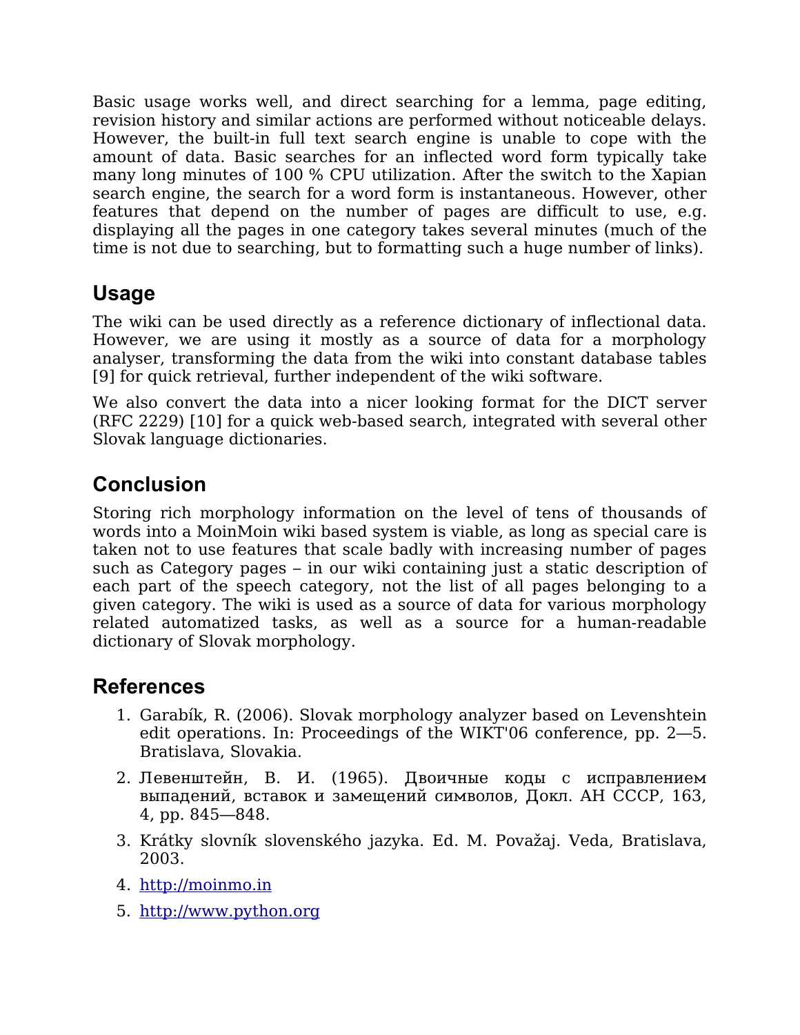Basic usage works well, and direct searching for a lemma, page editing, revision history and similar actions are performed without noticeable delays. However, the built-in full text search engine is unable to cope with the amount of data. Basic searches for an inflected word form typically take many long minutes of 100 % CPU utilization. After the switch to the Xapian search engine, the search for a word form is instantaneous. However, other features that depend on the number of pages are difficult to use, e.g. displaying all the pages in one category takes several minutes (much of the time is not due to searching, but to formatting such a huge number of links).

## Usage

The wiki can be used directly as a reference dictionary of inflectional data. However, we are using it mostly as a source of data for a morphology analyser, transforming the data from the wiki into constant database tables [9] for quick retrieval, further independent of the wiki software.

We also convert the data into a nicer looking format for the DICT server (RFC 2229) [10] for a quick web-based search, integrated with several other Slovak language dictionaries.

## Conclusion

Storing rich morphology information on the level of tens of thousands of words into a MoinMoin wiki based system is viable, as long as special care is taken not to use features that scale badly with increasing number of pages such as Category pages – in our wiki containing just a static description of each part of the speech category, not the list of all pages belonging to a given category. The wiki is used as a source of data for various morphology related automatized tasks, as well as a source for a human-readable dictionary of Slovak morphology.

## References

1. Garabík, R. (2006). Slovak morphology analyzer based on Levenshtein edit operations. In: Proceedings of the WIKT'06 conference, pp. 2—5. Bratislava, Slovakia.
2. Левенштейн, В. И. (1965). Двоичные коды с исправлением выпадений, вставок и замещений символов, Докл. АН СССР, 163, 4, pp. 845—848.
3. Krátky slovník slovenského jazyka. Ed. M. Považaj. Veda, Bratislava, 2003.
4. http://moinmo.in
5. http://www.python.org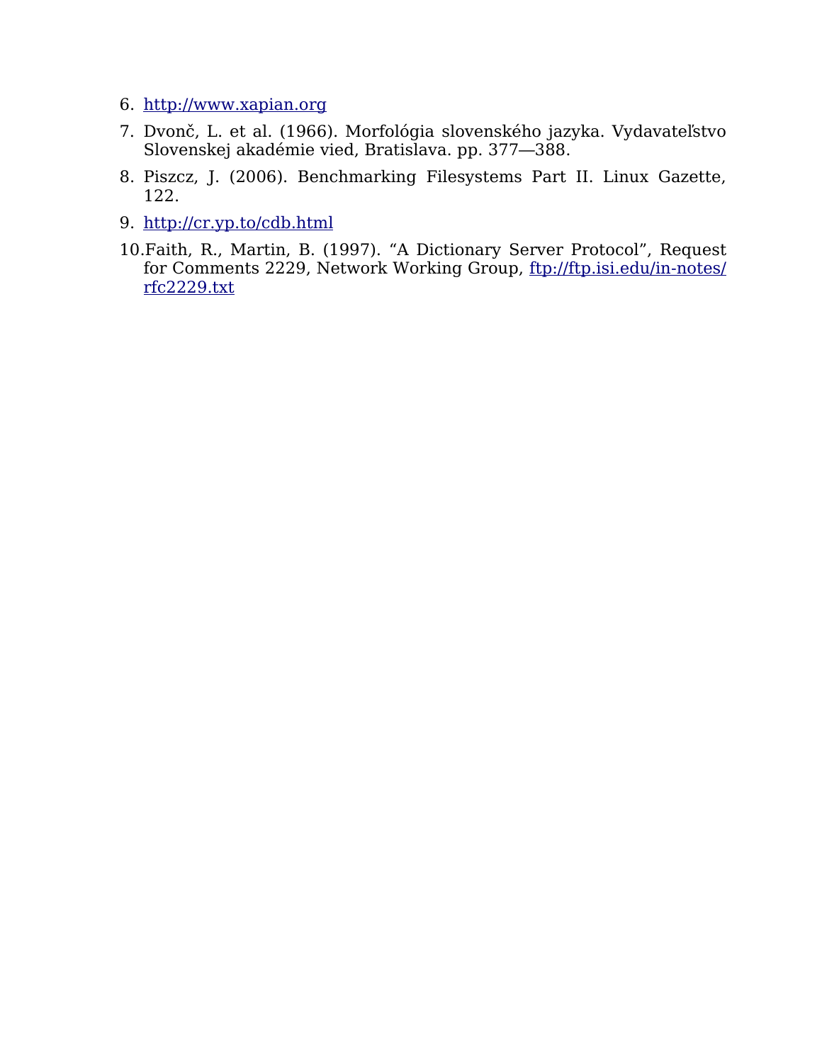6. http://www.xapian.org
7. Dvonč, L. et al. (1966). Morfológia slovenského jazyka. Vydavateľstvo Slovenskej akadémie vied, Bratislava. pp. 377—388.
8. Piszcz, J. (2006). Benchmarking Filesystems Part II. Linux Gazette, 122.
9. http://cr.yp.to/cdb.html
10. Faith, R., Martin, B. (1997). "A Dictionary Server Protocol", Request for Comments 2229, Network Working Group, ftp://ftp.isi.edu/in-notes/rfc2229.txt